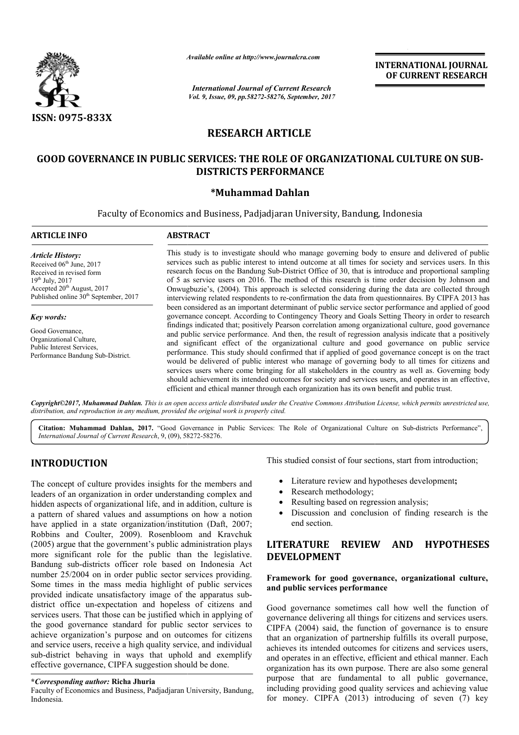*Available online at http://www.journalcra.com*

*International Journal of Current Research*
*Vol. 9, Issue, 09, pp.58272-58276, September, 2017*

**INTERNATIONAL JOURNAL OF CURRENT RESEARCH**

**ISSN: 0975-833X**

# RESEARCH ARTICLE

# GOOD GOVERNANCE IN PUBLIC SERVICES: THE ROLE OF ORGANIZATIONAL CULTURE ON SUB-DISTRICTS PERFORMANCE

**\*Muhammad Dahlan**

Faculty of Economics and Business, Padjadjaran University, Bandung, Indonesia

**ARTICLE INFO**

*Article History:*
Received 06th June, 2017
Received in revised form
19th July, 2017
Accepted 20th August, 2017
Published online 30th September, 2017

*Key words:*

Good Governance,
Organizational Culture,
Public Interest Services,
Performance Bandung Sub-District.

**ABSTRACT**

This study is to investigate should who manage governing body to ensure and delivered of public services such as public interest to intend outcome at all times for society and services users. In this research focus on the Bandung Sub-District Office of 30, that is introduce and proportional sampling of 5 as service users on 2016. The method of this research is time order decision by Johnson and Onwugbuzie's, (2004). This approach is selected considering during the data are collected through interviewing related respondents to re-confirmation the data from questionnaires. By CIPFA 2013 has been considered as an important determinant of public service sector performance and applied of good governance concept. According to Contingency Theory and Goals Setting Theory in order to research findings indicated that; positively Pearson correlation among organizational culture, good governance and public service performance. And then, the result of regression analysis indicate that a positively and significant effect of the organizational culture and good governance on public service performance. This study should confirmed that if applied of good governance concept is on the tract would be delivered of public interest who manage of governing body to all times for citizens and services users where come bringing for all stakeholders in the country as well as. Governing body should achievement its intended outcomes for society and services users, and operates in an effective, efficient and ethical manner through each organization has its own benefit and public trust.

*Copyright©2017, Muhammad Dahlan. This is an open access article distributed under the Creative Commons Attribution License, which permits unrestricted use, distribution, and reproduction in any medium, provided the original work is properly cited.*

**Citation: Muhammad Dahlan, 2017.** "Good Governance in Public Services: The Role of Organizational Culture on Sub-districts Performance", *International Journal of Current Research*, 9, (09), 58272-58276.

## INTRODUCTION

The concept of culture provides insights for the members and leaders of an organization in order understanding complex and hidden aspects of organizational life, and in addition, culture is a pattern of shared values and assumptions on how a notion have applied in a state organization/institution (Daft, 2007; Robbins and Coulter, 2009). Rosenbloom and Kravchuk (2005) argue that the government's public administration plays more significant role for the public than the legislative. Bandung sub-districts officer role based on Indonesia Act number 25/2004 on in order public sector services providing. Some times in the mass media highlight of public services provided indicate unsatisfactory image of the apparatus sub-district office un-expectation and hopeless of citizens and services users. That those can be justified which in applying of the good governance standard for public sector services to achieve organization's purpose and on outcomes for citizens and service users, receive a high quality service, and individual sub-district behaving in ways that uphold and exemplify effective governance, CIPFA suggestion should be done.

This studied consist of four sections, start from introduction;

- Literature review and hypotheses development**;**
- Research methodology;
- Resulting based on regression analysis;
- Discussion and conclusion of finding research is the end section.

## LITERATURE REVIEW AND HYPOTHESES DEVELOPMENT

### Framework for good governance, organizational culture, and public services performance

Good governance sometimes call how well the function of governance delivering all things for citizens and services users. CIPFA (2004) said, the function of governance is to ensure that an organization of partnership fulfills its overall purpose, achieves its intended outcomes for citizens and services users, and operates in an effective, efficient and ethical manner. Each organization has its own purpose. There are also some general purpose that are fundamental to all public governance, including providing good quality services and achieving value for money. CIPFA (2013) introducing of seven (7) key

**\*Corresponding author: Richa Jhuria**
Faculty of Economics and Business, Padjadjaran University, Bandung, Indonesia.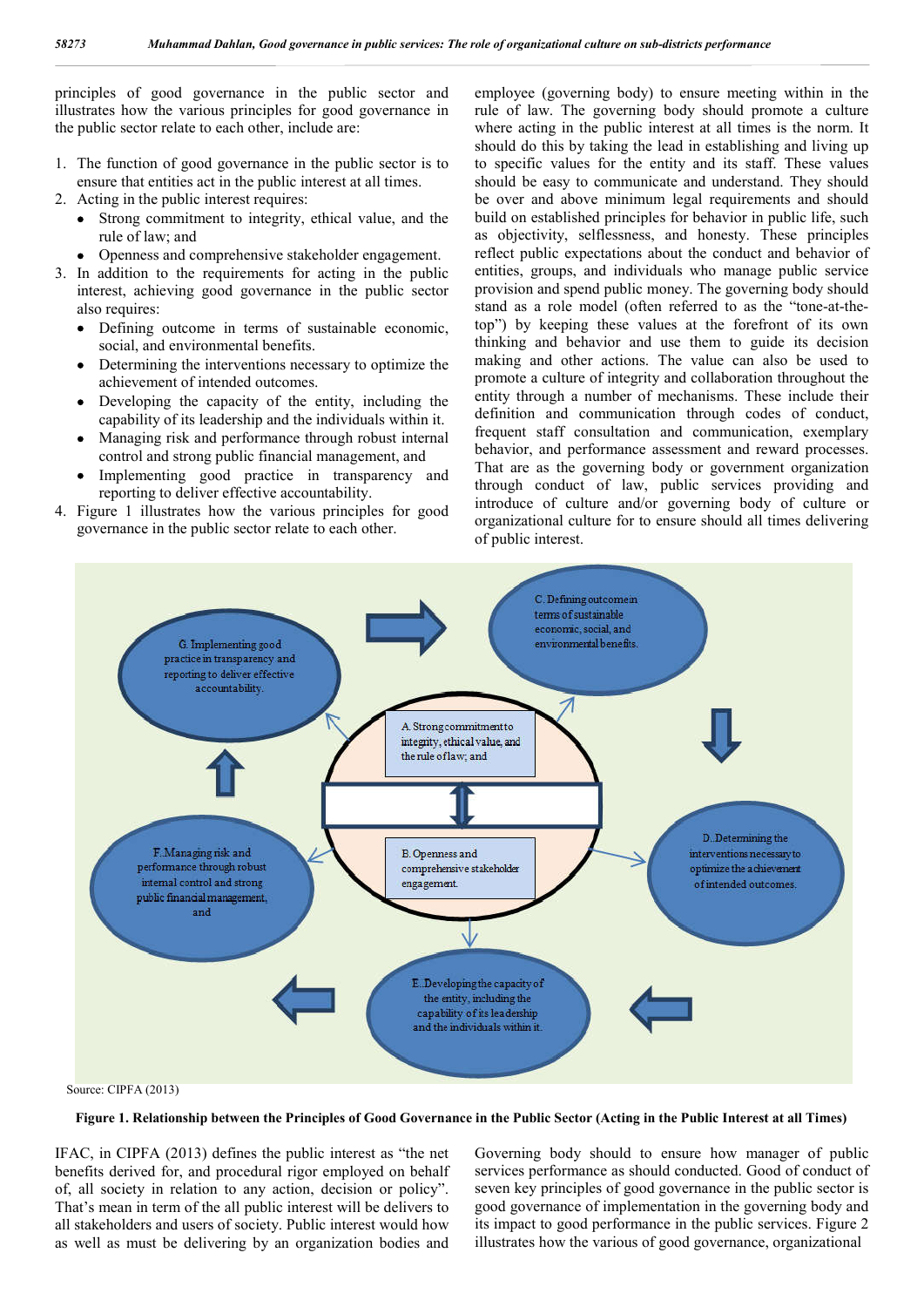principles of good governance in the public sector and illustrates how the various principles for good governance in the public sector relate to each other, include are:

1. The function of good governance in the public sector is to ensure that entities act in the public interest at all times.
2. Acting in the public interest requires:
   - Strong commitment to integrity, ethical value, and the rule of law; and
   - Openness and comprehensive stakeholder engagement.
3. In addition to the requirements for acting in the public interest, achieving good governance in the public sector also requires:
   - Defining outcome in terms of sustainable economic, social, and environmental benefits.
   - Determining the interventions necessary to optimize the achievement of intended outcomes.
   - Developing the capacity of the entity, including the capability of its leadership and the individuals within it.
   - Managing risk and performance through robust internal control and strong public financial management, and
   - Implementing good practice in transparency and reporting to deliver effective accountability.
4. Figure 1 illustrates how the various principles for good governance in the public sector relate to each other.

employee (governing body) to ensure meeting within in the rule of law. The governing body should promote a culture where acting in the public interest at all times is the norm. It should do this by taking the lead in establishing and living up to specific values for the entity and its staff. These values should be easy to communicate and understand. They should be over and above minimum legal requirements and should build on established principles for behavior in public life, such as objectivity, selflessness, and honesty. These principles reflect public expectations about the conduct and behavior of entities, groups, and individuals who manage public service provision and spend public money. The governing body should stand as a role model (often referred to as the "tone-at-the-top") by keeping these values at the forefront of its own thinking and behavior and use them to guide its decision making and other actions. The value can also be used to promote a culture of integrity and collaboration throughout the entity through a number of mechanisms. These include their definition and communication through codes of conduct, frequent staff consultation and communication, exemplary behavior, and performance assessment and reward processes. That are as the governing body or government organization through conduct of law, public services providing and introduce of culture and/or governing body of culture or organizational culture for to ensure should all times delivering of public interest.

A. Strong commitment to integrity, ethical value, and the rule of law; and

B. Openness and comprehensive stakeholder engagement.

C. Defining outcome in terms of sustainable economic, social, and environmental benefits.

D. Determining the interventions necessary to optimize the achievement of intended outcomes.

E. Developing the capacity of the entity, including the capability of its leadership and the individuals within it.

F. Managing risk and performance through robust internal control and strong public financial management, and

G. Implementing good practice in transparency and reporting to deliver effective accountability.

Source: CIPFA (2013)

**Figure 1. Relationship between the Principles of Good Governance in the Public Sector (Acting in the Public Interest at all Times)**

IFAC, in CIPFA (2013) defines the public interest as "the net benefits derived for, and procedural rigor employed on behalf of, all society in relation to any action, decision or policy". That's mean in term of the all public interest will be delivers to all stakeholders and users of society. Public interest would how as well as must be delivering by an organization bodies and

Governing body should to ensure how manager of public services performance as should conducted. Good of conduct of seven key principles of good governance in the public sector is good governance of implementation in the governing body and its impact to good performance in the public services. Figure 2 illustrates how the various of good governance, organizational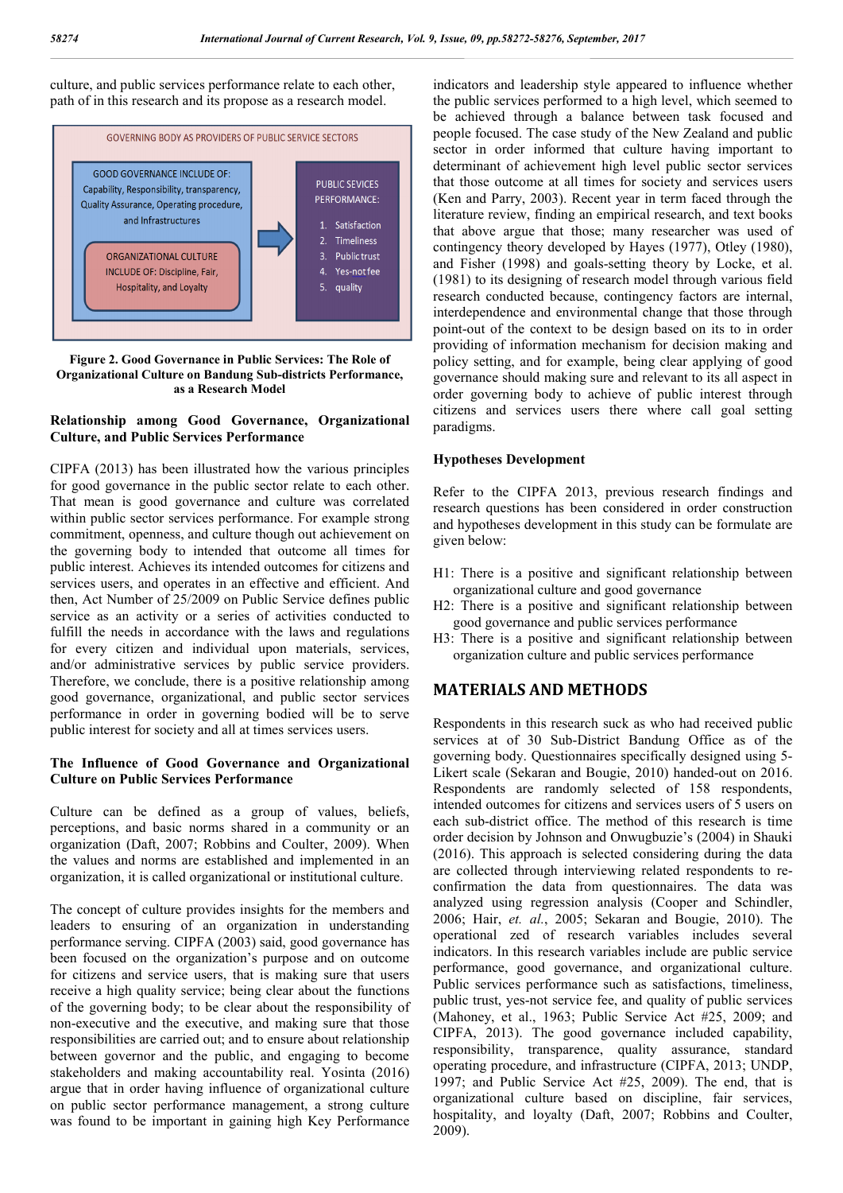culture, and public services performance relate to each other, path of in this research and its propose as a research model.

GOVERNING BODY AS PROVIDERS OF PUBLIC SERVICE SECTORS

GOOD GOVERNANCE INCLUDE OF: Capability, Responsibility, transparency, Quality Assurance, Operating procedure, and Infrastructures

ORGANIZATIONAL CULTURE INCLUDE OF: Discipline, Fair, Hospitality, and Loyalty

PUBLIC SEVICES PERFORMANCE:

1. Satisfaction
2. Timeliness
3. Public trust
4. Yes-not fee
5. quality

**Figure 2. Good Governance in Public Services: The Role of Organizational Culture on Bandung Sub-districts Performance, as a Research Model**

### Relationship among Good Governance, Organizational Culture, and Public Services Performance

CIPFA (2013) has been illustrated how the various principles for good governance in the public sector relate to each other. That mean is good governance and culture was correlated within public sector services performance. For example strong commitment, openness, and culture though out achievement on the governing body to intended that outcome all times for public interest. Achieves its intended outcomes for citizens and services users, and operates in an effective and efficient. And then, Act Number of 25/2009 on Public Service defines public service as an activity or a series of activities conducted to fulfill the needs in accordance with the laws and regulations for every citizen and individual upon materials, services, and/or administrative services by public service providers. Therefore, we conclude, there is a positive relationship among good governance, organizational, and public sector services performance in order in governing bodied will be to serve public interest for society and all at times services users.

### The Influence of Good Governance and Organizational Culture on Public Services Performance

Culture can be defined as a group of values, beliefs, perceptions, and basic norms shared in a community or an organization (Daft, 2007; Robbins and Coulter, 2009). When the values and norms are established and implemented in an organization, it is called organizational or institutional culture.

The concept of culture provides insights for the members and leaders to ensuring of an organization in understanding performance serving. CIPFA (2003) said, good governance has been focused on the organization's purpose and on outcome for citizens and service users, that is making sure that users receive a high quality service; being clear about the functions of the governing body; to be clear about the responsibility of non-executive and the executive, and making sure that those responsibilities are carried out; and to ensure about relationship between governor and the public, and engaging to become stakeholders and making accountability real. Yosinta (2016) argue that in order having influence of organizational culture on public sector performance management, a strong culture was found to be important in gaining high Key Performance indicators and leadership style appeared to influence whether the public services performed to a high level, which seemed to be achieved through a balance between task focused and people focused. The case study of the New Zealand and public sector in order informed that culture having important to determinant of achievement high level public sector services that those outcome at all times for society and services users (Ken and Parry, 2003). Recent year in term faced through the literature review, finding an empirical research, and text books that above argue that those; many researcher was used of contingency theory developed by Hayes (1977), Otley (1980), and Fisher (1998) and goals-setting theory by Locke, et al. (1981) to its designing of research model through various field research conducted because, contingency factors are internal, interdependence and environmental change that those through point-out of the context to be design based on its to in order providing of information mechanism for decision making and policy setting, and for example, being clear applying of good governance should making sure and relevant to its all aspect in order governing body to achieve of public interest through citizens and services users there where call goal setting paradigms.

### Hypotheses Development

Refer to the CIPFA 2013, previous research findings and research questions has been considered in order construction and hypotheses development in this study can be formulate are given below:

H1: There is a positive and significant relationship between organizational culture and good governance
H2: There is a positive and significant relationship between good governance and public services performance
H3: There is a positive and significant relationship between organization culture and public services performance

## MATERIALS AND METHODS

Respondents in this research suck as who had received public services at of 30 Sub-District Bandung Office as of the governing body. Questionnaires specifically designed using 5-Likert scale (Sekaran and Bougie, 2010) handed-out on 2016. Respondents are randomly selected of 158 respondents, intended outcomes for citizens and services users of 5 users on each sub-district office. The method of this research is time order decision by Johnson and Onwugbuzie's (2004) in Shauki (2016). This approach is selected considering during the data are collected through interviewing related respondents to re-confirmation the data from questionnaires. The data was analyzed using regression analysis (Cooper and Schindler, 2006; Hair, *et. al.*, 2005; Sekaran and Bougie, 2010). The operational zed of research variables includes several indicators. In this research variables include are public service performance, good governance, and organizational culture. Public services performance such as satisfactions, timeliness, public trust, yes-not service fee, and quality of public services (Mahoney, et al., 1963; Public Service Act #25, 2009; and CIPFA, 2013). The good governance included capability, responsibility, transparency, quality assurance, standard operating procedure, and infrastructure (CIPFA, 2013; UNDP, 1997; and Public Service Act #25, 2009). The end, that is organizational culture based on discipline, fair services, hospitality, and loyalty (Daft, 2007; Robbins and Coulter, 2009).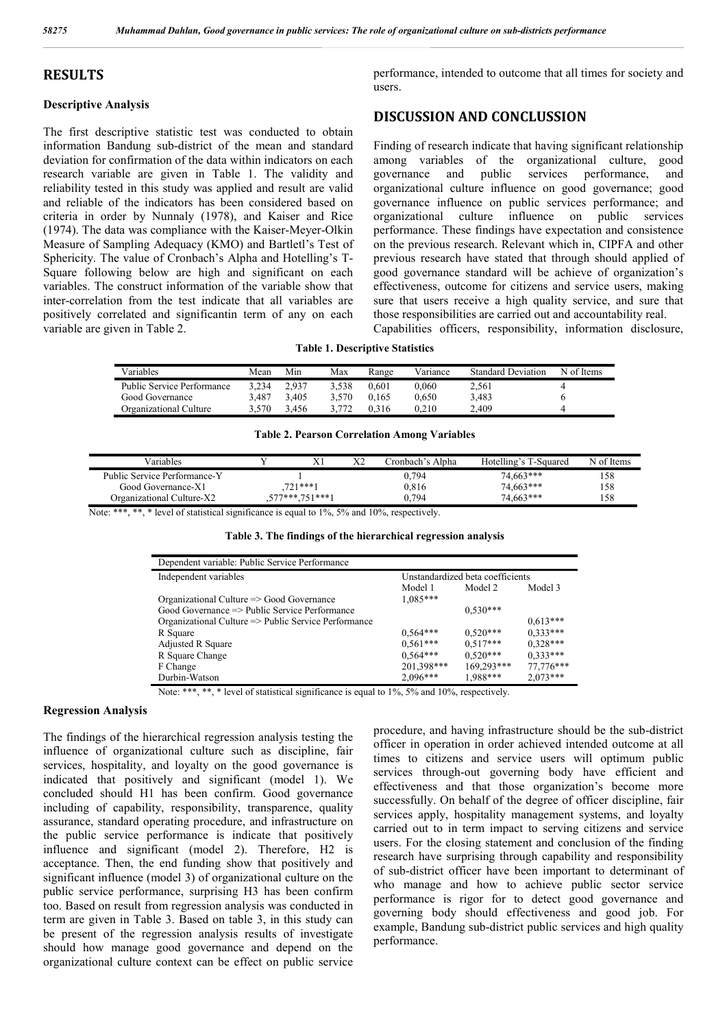## RESULTS

### Descriptive Analysis

The first descriptive statistic test was conducted to obtain information Bandung sub-district of the mean and standard deviation for confirmation of the data within indicators on each research variable are given in Table 1. The validity and reliability tested in this study was applied and result are valid and reliable of the indicators has been considered based on criteria in order by Nunnaly (1978), and Kaiser and Rice (1974). The data was compliance with the Kaiser-Meyer-Olkin Measure of Sampling Adequacy (KMO) and Bartletl's Test of Sphericity. The value of Cronbach's Alpha and Hotelling's T-Square following below are high and significant on each variables. The construct information of the variable show that inter-correlation from the test indicate that all variables are positively correlated and significantin term of any on each variable are given in Table 2.

**Table 1. Descriptive Statistics**

| Variables | Mean | Min | Max | Range | Variance | Standard Deviation | N of Items |
|---|---|---|---|---|---|---|---|
| Public Service Performance | 3,234 | 2,937 | 3,538 | 0,601 | 0,060 | 2,561 | 4 |
| Good Governance | 3,487 | 3,405 | 3,570 | 0,165 | 0,650 | 3,483 | 6 |
| Organizational Culture | 3,570 | 3,456 | 3,772 | 0,316 | 0,210 | 2,409 | 4 |

**Table 2. Pearson Correlation Among Variables**

| Variables | Y | X1 | X2 | Cronbach's Alpha | Hotelling's T-Squared | N of Items |
|---|---|---|---|---|---|---|
| Public Service Performance-Y | | 1 | | 0,794 | 74,663*** | 158 |
| Good Governance-X1 | | ,721***1 | | 0,816 | 74,663*** | 158 |
| Organizational Culture-X2 | | ,577***,751***1 | | 0,794 | 74,663*** | 158 |

Note: ***, **, * level of statistical significance is equal to 1%, 5% and 10%, respectively.

**Table 3. The findings of the hierarchical regression analysis**

| Dependent variable: Public Service Performance | | | |
|---|---|---|---|
| Independent variables | Unstandardized beta coefficients | | |
| | Model 1 | Model 2 | Model 3 |
| Organizational Culture => Good Governance | 1,085*** | | |
| Good Governance => Public Service Performance | | 0,530*** | |
| Organizational Culture => Public Service Performance | | | 0,613*** |
| R Square | 0,564*** | 0,520*** | 0,333*** |
| Adjusted R Square | 0,561*** | 0,517*** | 0,328*** |
| R Square Change | 0,564*** | 0,520*** | 0,333*** |
| F Change | 201,398*** | 169,293*** | 77,776*** |
| Durbin-Watson | 2,096*** | 1,988*** | 2,073*** |

Note: ***, **, * level of statistical significance is equal to 1%, 5% and 10%, respectively.

### Regression Analysis

The findings of the hierarchical regression analysis testing the influence of organizational culture such as discipline, fair services, hospitality, and loyalty on the good governance is indicated that positively and significant (model 1). We concluded should H1 has been confirm. Good governance including of capability, responsibility, transparence, quality assurance, standard operating procedure, and infrastructure on the public service performance is indicate that positively influence and significant (model 2). Therefore, H2 is acceptance. Then, the end funding show that positively and significant influence (model 3) of organizational culture on the public service performance, surprising H3 has been confirm too. Based on result from regression analysis was conducted in term are given in Table 3. Based on table 3, in this study can be present of the regression analysis results of investigate should how manage good governance and depend on the organizational culture context can be effect on public service performance, intended to outcome that all times for society and users.

## DISCUSSION AND CONCLUSSION

Finding of research indicate that having significant relationship among variables of the organizational culture, good governance and public services performance, and organizational culture influence on good governance; good governance influence on public services performance; and organizational culture influence on public services performance. These findings have expectation and consistence on the previous research. Relevant which in, CIPFA and other previous research have stated that through should applied of good governance standard will be achieve of organization's effectiveness, outcome for citizens and service users, making sure that users receive a high quality service, and sure that those responsibilities are carried out and accountability real. Capabilities officers, responsibility, information disclosure, procedure, and having infrastructure should be the sub-district officer in operation in order achieved intended outcome at all times to citizens and service users will optimum public services through-out governing body have efficient and effectiveness and that those organization's become more successfully. On behalf of the degree of officer discipline, fair services apply, hospitality management systems, and loyalty carried out to in term impact to serving citizens and service users. For the closing statement and conclusion of the finding research have surprising through capability and responsibility of sub-district officer have been important to determinant of who manage and how to achieve public sector service performance is rigor for to detect good governance and governing body should effectiveness and good job. For example, Bandung sub-district public services and high quality performance.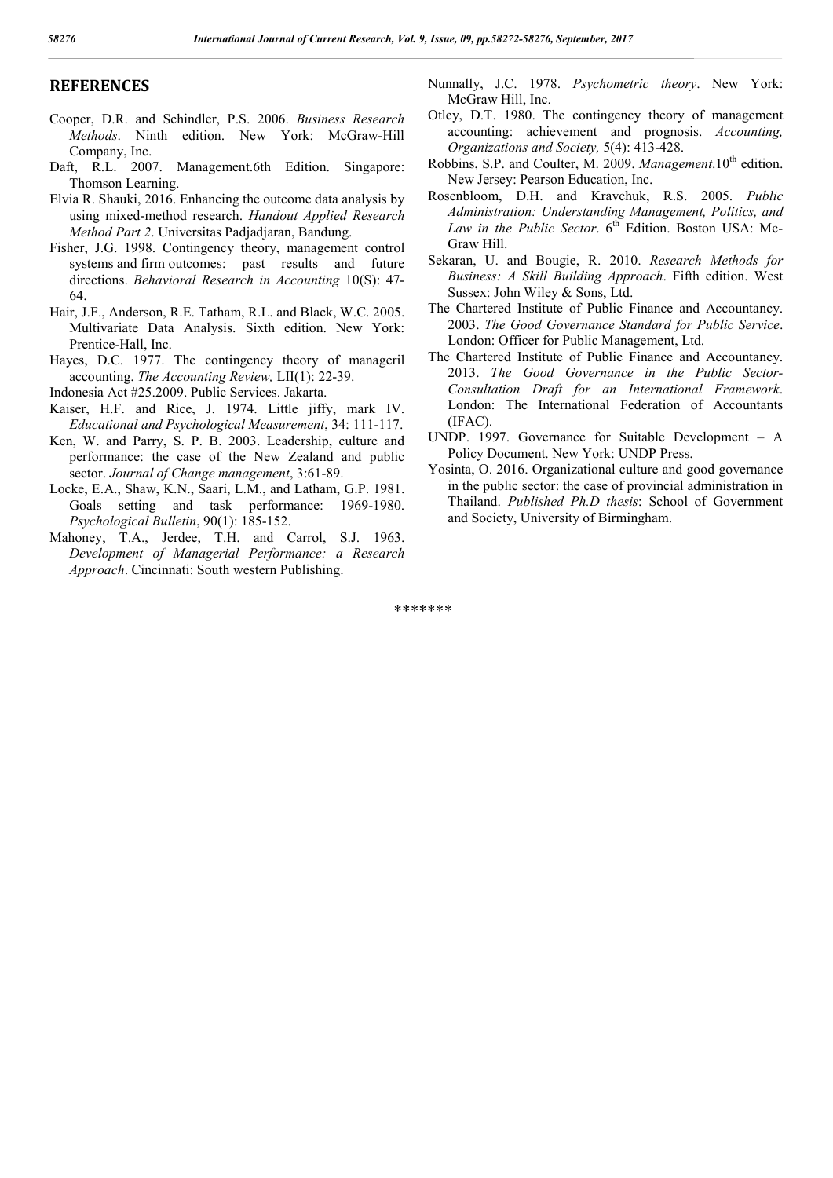## REFERENCES

Cooper, D.R. and Schindler, P.S. 2006. *Business Research Methods*. Ninth edition. New York: McGraw-Hill Company, Inc.

Daft, R.L. 2007. Management.6th Edition. Singapore: Thomson Learning.

Elvia R. Shauki, 2016. Enhancing the outcome data analysis by using mixed-method research. *Handout Applied Research Method Part 2*. Universitas Padjadjaran, Bandung.

Fisher, J.G. 1998. Contingency theory, management control systems and firm outcomes: past results and future directions. *Behavioral Research in Accounting* 10(S): 47-64.

Hair, J.F., Anderson, R.E. Tatham, R.L. and Black, W.C. 2005. Multivariate Data Analysis. Sixth edition. New York: Prentice-Hall, Inc.

Hayes, D.C. 1977. The contingency theory of manageril accounting. *The Accounting Review,* LII(1): 22-39.

Indonesia Act #25.2009. Public Services. Jakarta.

Kaiser, H.F. and Rice, J. 1974. Little jiffy, mark IV. *Educational and Psychological Measurement*, 34: 111-117.

Ken, W. and Parry, S. P. B. 2003. Leadership, culture and performance: the case of the New Zealand and public sector. *Journal of Change management*, 3:61-89.

Locke, E.A., Shaw, K.N., Saari, L.M., and Latham, G.P. 1981. Goals setting and task performance: 1969-1980. *Psychological Bulletin*, 90(1): 185-152.

Mahoney, T.A., Jerdee, T.H. and Carrol, S.J. 1963. *Development of Managerial Performance: a Research Approach*. Cincinnati: South western Publishing.

Nunnally, J.C. 1978. *Psychometric theory*. New York: McGraw Hill, Inc.

Otley, D.T. 1980. The contingency theory of management accounting: achievement and prognosis. *Accounting, Organizations and Society,* 5(4): 413-428.

Robbins, S.P. and Coulter, M. 2009. *Management*.10th edition. New Jersey: Pearson Education, Inc.

Rosenbloom, D.H. and Kravchuk, R.S. 2005. *Public Administration: Understanding Management, Politics, and Law in the Public Sector*. 6th Edition. Boston USA: Mc-Graw Hill.

Sekaran, U. and Bougie, R. 2010. *Research Methods for Business: A Skill Building Approach*. Fifth edition. West Sussex: John Wiley & Sons, Ltd.

The Chartered Institute of Public Finance and Accountancy. 2003. *The Good Governance Standard for Public Service*. London: Officer for Public Management, Ltd.

The Chartered Institute of Public Finance and Accountancy. 2013. *The Good Governance in the Public Sector-Consultation Draft for an International Framework*. London: The International Federation of Accountants (IFAC).

UNDP. 1997. Governance for Suitable Development – A Policy Document. New York: UNDP Press.

Yosinta, O. 2016. Organizational culture and good governance in the public sector: the case of provincial administration in Thailand. *Published Ph.D thesis*: School of Government and Society, University of Birmingham.

\*\*\*\*\*\*\*